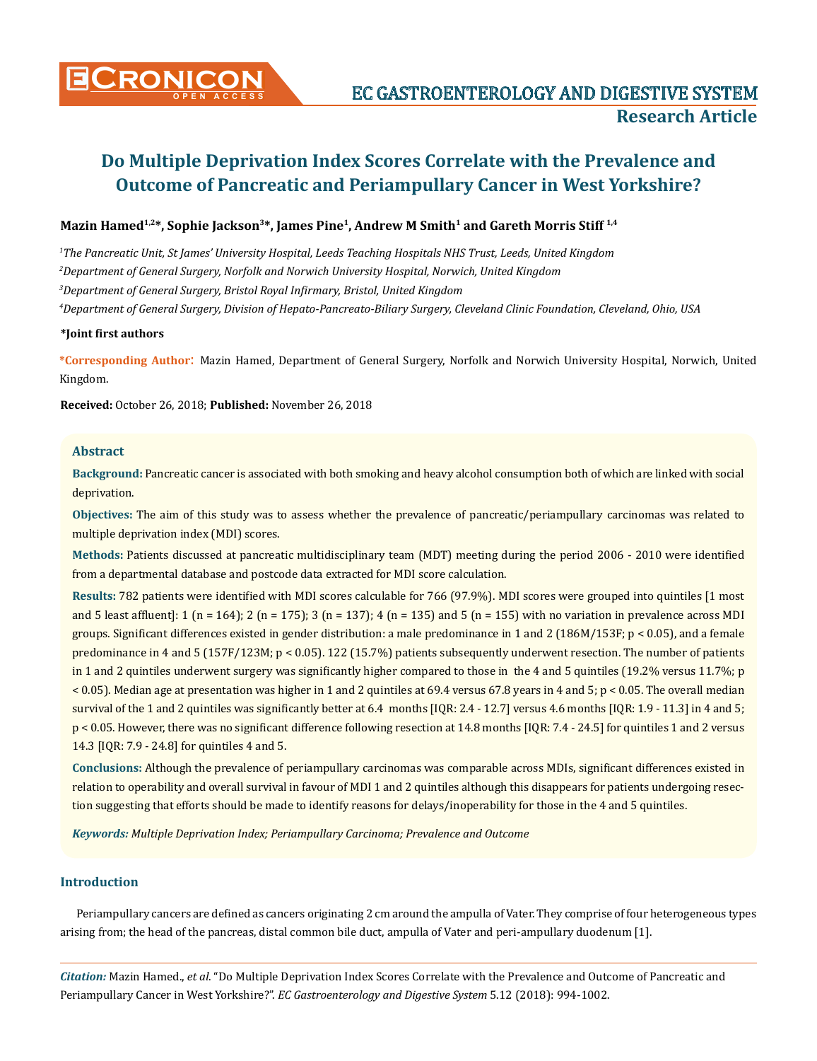# Do Multiple Deprivation Index Scores Correlate with the Prevalence and Outcome of Pancreatic and Periampullary Cancer in West Yorkshire?

**Mazin Hamed[1,2]*, Sophie Jackson[3]*, James Pine[1], Andrew M Smith[1] and Gareth Morris Stiff [1,4]**

*[1]The Pancreatic Unit, St James' University Hospital, Leeds Teaching Hospitals NHS Trust, Leeds, United Kingdom*

*[2]Department of General Surgery, Norfolk and Norwich University Hospital, Norwich, United Kingdom*

*[3]Department of General Surgery, Bristol Royal Infirmary, Bristol, United Kingdom*

*[4]Department of General Surgery, Division of Hepato-Pancreato-Biliary Surgery, Cleveland Clinic Foundation, Cleveland, Ohio, USA*

**\*Joint first authors**

**\*Corresponding Author**: Mazin Hamed, Department of General Surgery, Norfolk and Norwich University Hospital, Norwich, United Kingdom.

**Received:** October 26, 2018; **Published:** November 26, 2018

## Abstract

**Background:** Pancreatic cancer is associated with both smoking and heavy alcohol consumption both of which are linked with social deprivation.

**Objectives:** The aim of this study was to assess whether the prevalence of pancreatic/periampullary carcinomas was related to multiple deprivation index (MDI) scores.

**Methods:** Patients discussed at pancreatic multidisciplinary team (MDT) meeting during the period 2006 - 2010 were identified from a departmental database and postcode data extracted for MDI score calculation.

**Results:** 782 patients were identified with MDI scores calculable for 766 (97.9%). MDI scores were grouped into quintiles [1 most and 5 least affluent]: 1 (n = 164); 2 (n = 175); 3 (n = 137); 4 (n = 135) and 5 (n = 155) with no variation in prevalence across MDI groups. Significant differences existed in gender distribution: a male predominance in 1 and 2 (186M/153F; $p < 0.05$), and a female predominance in 4 and 5 (157F/123M; $p < 0.05$). 122 (15.7%) patients subsequently underwent resection. The number of patients in 1 and 2 quintiles underwent surgery was significantly higher compared to those in the 4 and 5 quintiles (19.2% versus 11.7%; $p < 0.05$). Median age at presentation was higher in 1 and 2 quintiles at 69.4 versus 67.8 years in 4 and 5; $p < 0.05$. The overall median survival of the 1 and 2 quintiles was significantly better at 6.4 months [IQR: 2.4 - 12.7] versus 4.6 months [IQR: 1.9 - 11.3] in 4 and 5; $p < 0.05$. However, there was no significant difference following resection at 14.8 months [IQR: 7.4 - 24.5] for quintiles 1 and 2 versus 14.3 [IQR: 7.9 - 24.8] for quintiles 4 and 5.

**Conclusions:** Although the prevalence of periampullary carcinomas was comparable across MDIs, significant differences existed in relation to operability and overall survival in favour of MDI 1 and 2 quintiles although this disappears for patients undergoing resection suggesting that efforts should be made to identify reasons for delays/inoperability for those in the 4 and 5 quintiles.

***Keywords:*** *Multiple Deprivation Index; Periampullary Carcinoma; Prevalence and Outcome*

## Introduction

Periampullary cancers are defined as cancers originating 2 cm around the ampulla of Vater. They comprise of four heterogeneous types arising from; the head of the pancreas, distal common bile duct, ampulla of Vater and peri-ampullary duodenum [1].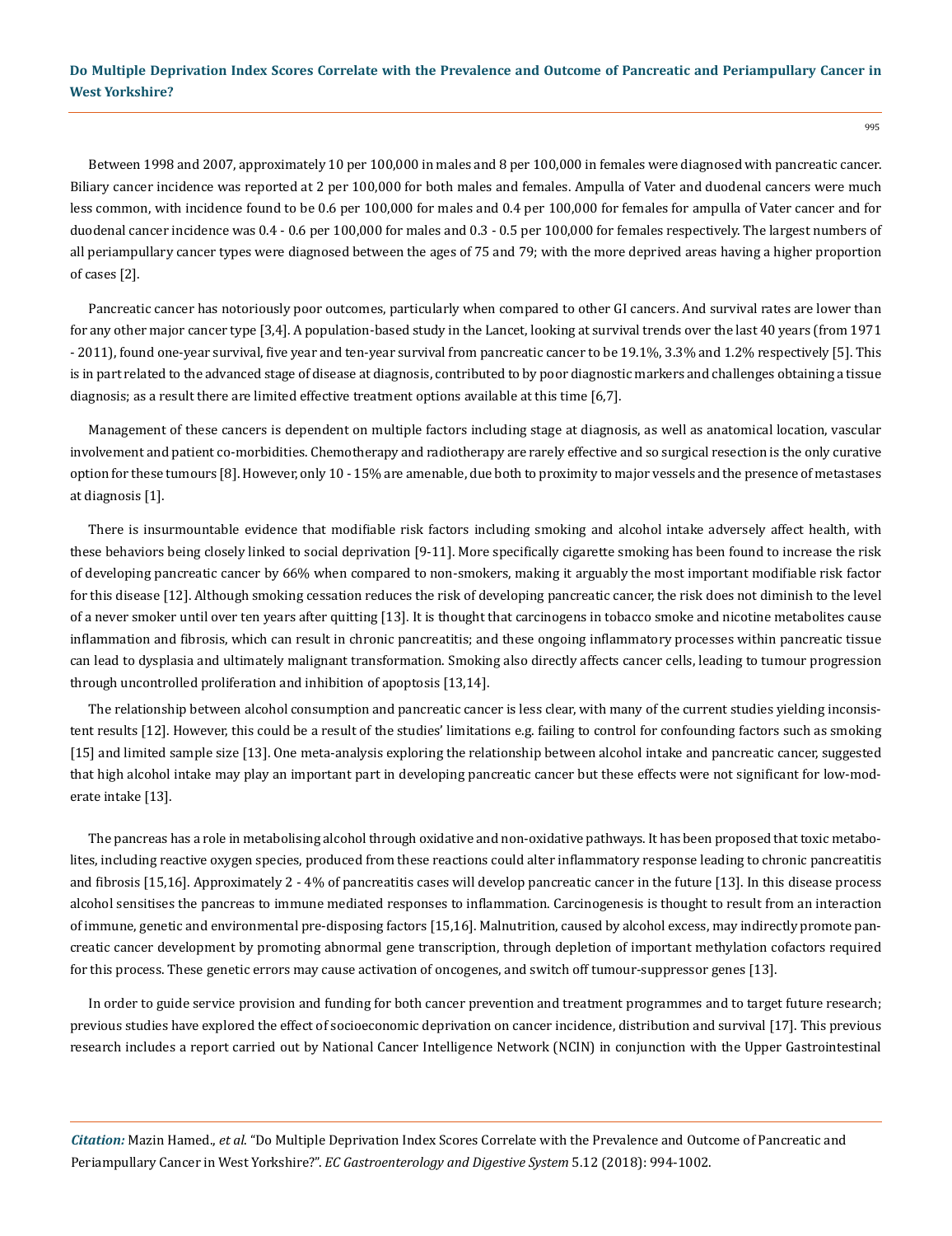Between 1998 and 2007, approximately 10 per 100,000 in males and 8 per 100,000 in females were diagnosed with pancreatic cancer. Biliary cancer incidence was reported at 2 per 100,000 for both males and females. Ampulla of Vater and duodenal cancers were much less common, with incidence found to be 0.6 per 100,000 for males and 0.4 per 100,000 for females for ampulla of Vater cancer and for duodenal cancer incidence was 0.4 - 0.6 per 100,000 for males and 0.3 - 0.5 per 100,000 for females respectively. The largest numbers of all periampullary cancer types were diagnosed between the ages of 75 and 79; with the more deprived areas having a higher proportion of cases [2].

Pancreatic cancer has notoriously poor outcomes, particularly when compared to other GI cancers. And survival rates are lower than for any other major cancer type [3,4]. A population-based study in the Lancet, looking at survival trends over the last 40 years (from 1971 - 2011), found one-year survival, five year and ten-year survival from pancreatic cancer to be 19.1%, 3.3% and 1.2% respectively [5]. This is in part related to the advanced stage of disease at diagnosis, contributed to by poor diagnostic markers and challenges obtaining a tissue diagnosis; as a result there are limited effective treatment options available at this time [6,7].

Management of these cancers is dependent on multiple factors including stage at diagnosis, as well as anatomical location, vascular involvement and patient co-morbidities. Chemotherapy and radiotherapy are rarely effective and so surgical resection is the only curative option for these tumours [8]. However, only 10 - 15% are amenable, due both to proximity to major vessels and the presence of metastases at diagnosis [1].

There is insurmountable evidence that modifiable risk factors including smoking and alcohol intake adversely affect health, with these behaviors being closely linked to social deprivation [9-11]. More specifically cigarette smoking has been found to increase the risk of developing pancreatic cancer by 66% when compared to non-smokers, making it arguably the most important modifiable risk factor for this disease [12]. Although smoking cessation reduces the risk of developing pancreatic cancer, the risk does not diminish to the level of a never smoker until over ten years after quitting [13]. It is thought that carcinogens in tobacco smoke and nicotine metabolites cause inflammation and fibrosis, which can result in chronic pancreatitis; and these ongoing inflammatory processes within pancreatic tissue can lead to dysplasia and ultimately malignant transformation. Smoking also directly affects cancer cells, leading to tumour progression through uncontrolled proliferation and inhibition of apoptosis [13,14].

The relationship between alcohol consumption and pancreatic cancer is less clear, with many of the current studies yielding inconsistent results [12]. However, this could be a result of the studies' limitations e.g. failing to control for confounding factors such as smoking [15] and limited sample size [13]. One meta-analysis exploring the relationship between alcohol intake and pancreatic cancer, suggested that high alcohol intake may play an important part in developing pancreatic cancer but these effects were not significant for low-moderate intake [13].

The pancreas has a role in metabolising alcohol through oxidative and non-oxidative pathways. It has been proposed that toxic metabolites, including reactive oxygen species, produced from these reactions could alter inflammatory response leading to chronic pancreatitis and fibrosis [15,16]. Approximately 2 - 4% of pancreatitis cases will develop pancreatic cancer in the future [13]. In this disease process alcohol sensitises the pancreas to immune mediated responses to inflammation. Carcinogenesis is thought to result from an interaction of immune, genetic and environmental pre-disposing factors [15,16]. Malnutrition, caused by alcohol excess, may indirectly promote pancreatic cancer development by promoting abnormal gene transcription, through depletion of important methylation cofactors required for this process. These genetic errors may cause activation of oncogenes, and switch off tumour-suppressor genes [13].

In order to guide service provision and funding for both cancer prevention and treatment programmes and to target future research; previous studies have explored the effect of socioeconomic deprivation on cancer incidence, distribution and survival [17]. This previous research includes a report carried out by National Cancer Intelligence Network (NCIN) in conjunction with the Upper Gastrointestinal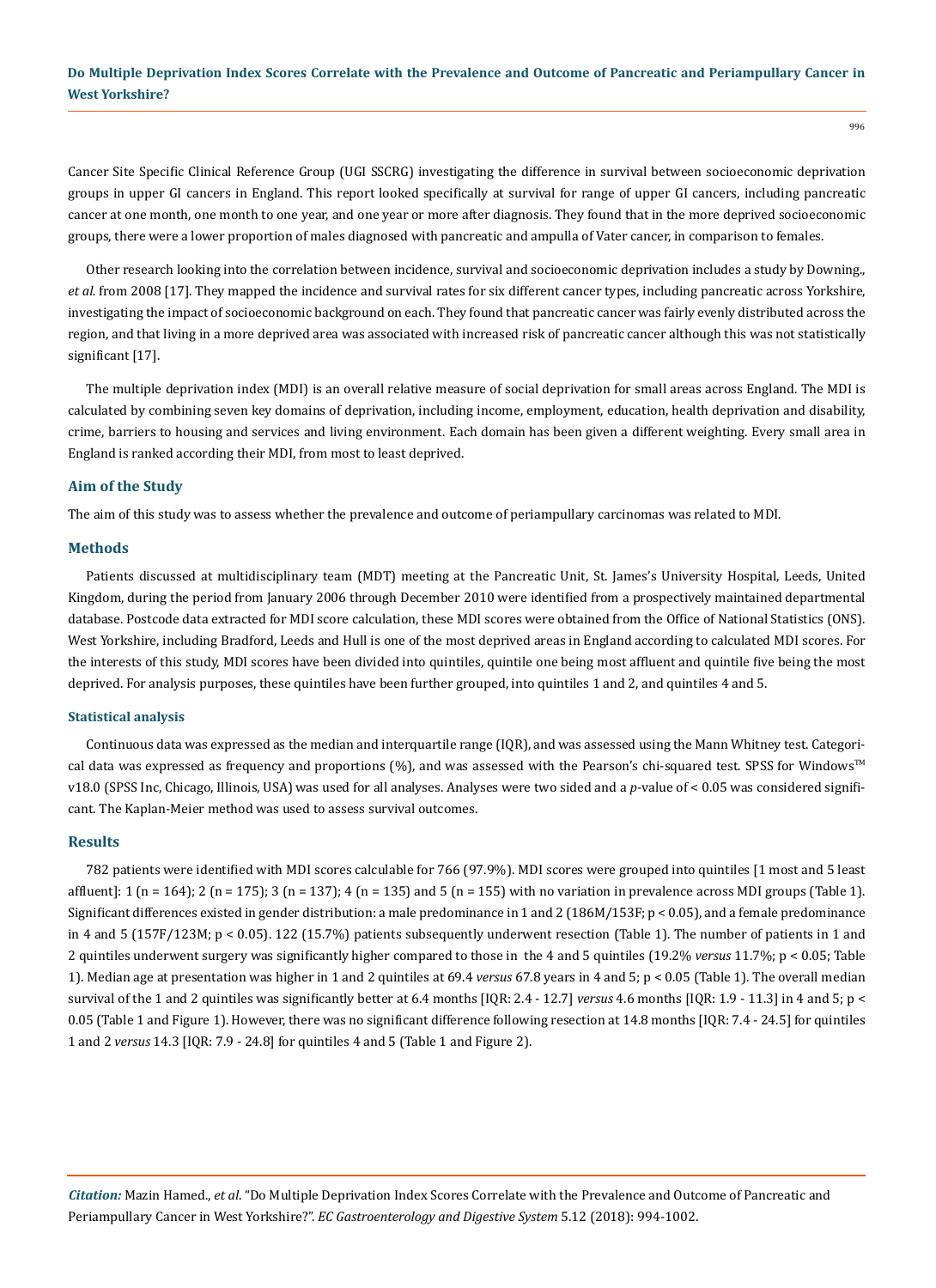Cancer Site Specific Clinical Reference Group (UGI SSCRG) investigating the difference in survival between socioeconomic deprivation groups in upper GI cancers in England. This report looked specifically at survival for range of upper GI cancers, including pancreatic cancer at one month, one month to one year, and one year or more after diagnosis. They found that in the more deprived socioeconomic groups, there were a lower proportion of males diagnosed with pancreatic and ampulla of Vater cancer, in comparison to females.

Other research looking into the correlation between incidence, survival and socioeconomic deprivation includes a study by Downing., *et al.* from 2008 [17]. They mapped the incidence and survival rates for six different cancer types, including pancreatic across Yorkshire, investigating the impact of socioeconomic background on each. They found that pancreatic cancer was fairly evenly distributed across the region, and that living in a more deprived area was associated with increased risk of pancreatic cancer although this was not statistically significant [17].

The multiple deprivation index (MDI) is an overall relative measure of social deprivation for small areas across England. The MDI is calculated by combining seven key domains of deprivation, including income, employment, education, health deprivation and disability, crime, barriers to housing and services and living environment. Each domain has been given a different weighting. Every small area in England is ranked according their MDI, from most to least deprived.

## Aim of the Study

The aim of this study was to assess whether the prevalence and outcome of periampullary carcinomas was related to MDI.

## Methods

Patients discussed at multidisciplinary team (MDT) meeting at the Pancreatic Unit, St. James's University Hospital, Leeds, United Kingdom, during the period from January 2006 through December 2010 were identified from a prospectively maintained departmental database. Postcode data extracted for MDI score calculation, these MDI scores were obtained from the Office of National Statistics (ONS). West Yorkshire, including Bradford, Leeds and Hull is one of the most deprived areas in England according to calculated MDI scores. For the interests of this study, MDI scores have been divided into quintiles, quintile one being most affluent and quintile five being the most deprived. For analysis purposes, these quintiles have been further grouped, into quintiles 1 and 2, and quintiles 4 and 5.

### Statistical analysis

Continuous data was expressed as the median and interquartile range (IQR), and was assessed using the Mann Whitney test. Categorical data was expressed as frequency and proportions (%), and was assessed with the Pearson's chi-squared test. SPSS for Windows™ v18.0 (SPSS Inc, Chicago, Illinois, USA) was used for all analyses. Analyses were two sided and a *p*-value of < 0.05 was considered significant. The Kaplan-Meier method was used to assess survival outcomes.

## Results

782 patients were identified with MDI scores calculable for 766 (97.9%). MDI scores were grouped into quintiles [1 most and 5 least affluent]: 1 (n = 164); 2 (n = 175); 3 (n = 137); 4 (n = 135) and 5 (n = 155) with no variation in prevalence across MDI groups (Table 1). Significant differences existed in gender distribution: a male predominance in 1 and 2 (186M/153F; $p < 0.05$), and a female predominance in 4 and 5 (157F/123M; $p < 0.05$). 122 (15.7%) patients subsequently underwent resection (Table 1). The number of patients in 1 and 2 quintiles underwent surgery was significantly higher compared to those in the 4 and 5 quintiles (19.2% *versus* 11.7%; $p < 0.05$; Table 1). Median age at presentation was higher in 1 and 2 quintiles at 69.4 *versus* 67.8 years in 4 and 5; $p < 0.05$ (Table 1). The overall median survival of the 1 and 2 quintiles was significantly better at 6.4 months [IQR: 2.4 - 12.7] *versus* 4.6 months [IQR: 1.9 - 11.3] in 4 and 5; $p < 0.05$ (Table 1 and Figure 1). However, there was no significant difference following resection at 14.8 months [IQR: 7.4 - 24.5] for quintiles 1 and 2 *versus* 14.3 [IQR: 7.9 - 24.8] for quintiles 4 and 5 (Table 1 and Figure 2).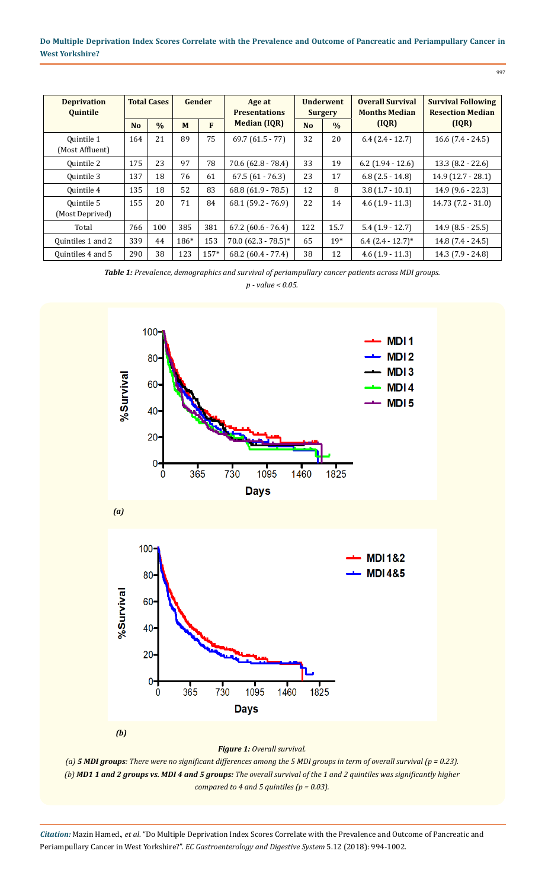| Deprivation Quintile | Total Cases | | Gender | | Age at Presentations Median (IQR) | Underwent Surgery | | Overall Survival Months Median (IQR) | Survival Following Resection Median (IQR) |
|---|---|---|---|---|---|---|---|---|---|
| | No | % | M | F | | No | % | | |
| Quintile 1 (Most Affluent) | 164 | 21 | 89 | 75 | 69.7 (61.5 - 77) | 32 | 20 | 6.4 (2.4 - 12.7) | 16.6 (7.4 - 24.5) |
| Quintile 2 | 175 | 23 | 97 | 78 | 70.6 (62.8 - 78.4) | 33 | 19 | 6.2 (1.94 - 12.6) | 13.3 (8.2 - 22.6) |
| Quintile 3 | 137 | 18 | 76 | 61 | 67.5 (61 - 76.3) | 23 | 17 | 6.8 (2.5 - 14.8) | 14.9 (12.7 - 28.1) |
| Quintile 4 | 135 | 18 | 52 | 83 | 68.8 (61.9 - 78.5) | 12 | 8 | 3.8 (1.7 - 10.1) | 14.9 (9.6 - 22.3) |
| Quintile 5 (Most Deprived) | 155 | 20 | 71 | 84 | 68.1 (59.2 - 76.9) | 22 | 14 | 4.6 (1.9 - 11.3) | 14.73 (7.2 - 31.0) |
| Total | 766 | 100 | 385 | 381 | 67.2 (60.6 - 76.4) | 122 | 15.7 | 5.4 (1.9 - 12.7) | 14.9 (8.5 - 25.5) |
| Quintiles 1 and 2 | 339 | 44 | 186* | 153 | 70.0 (62.3 - 78.5)* | 65 | 19* | 6.4 (2.4 - 12.7)* | 14.8 (7.4 - 24.5) |
| Quintiles 4 and 5 | 290 | 38 | 123 | 157* | 68.2 (60.4 - 77.4) | 38 | 12 | 4.6 (1.9 - 11.3) | 14.3 (7.9 - 24.8) |

***Table 1:*** *Prevalence, demographics and survival of periampullary cancer patients across MDI groups.*

*p - value < 0.05.*

100
80
60
40
20
0
%Survival
0 365 730 1095 1460 1825
Days
MDI 1
MDI 2
MDI 3
MDI 4
MDI 5

*(a)*

100
80
60
40
20
0
%Survival
0 365 730 1095 1460 1825
Days
MDI 1&2
MDI 4&5

*(b)*

***Figure 1:*** *Overall survival.*

*(a)* ***5 MDI groups****: There were no significant differences among the 5 MDI groups in term of overall survival (p = 0.23).*

*(b)* ***MD1 1 and 2 groups vs. MDI 4 and 5 groups:*** *The overall survival of the 1 and 2 quintiles was significantly higher compared to 4 and 5 quintiles (p = 0.03).*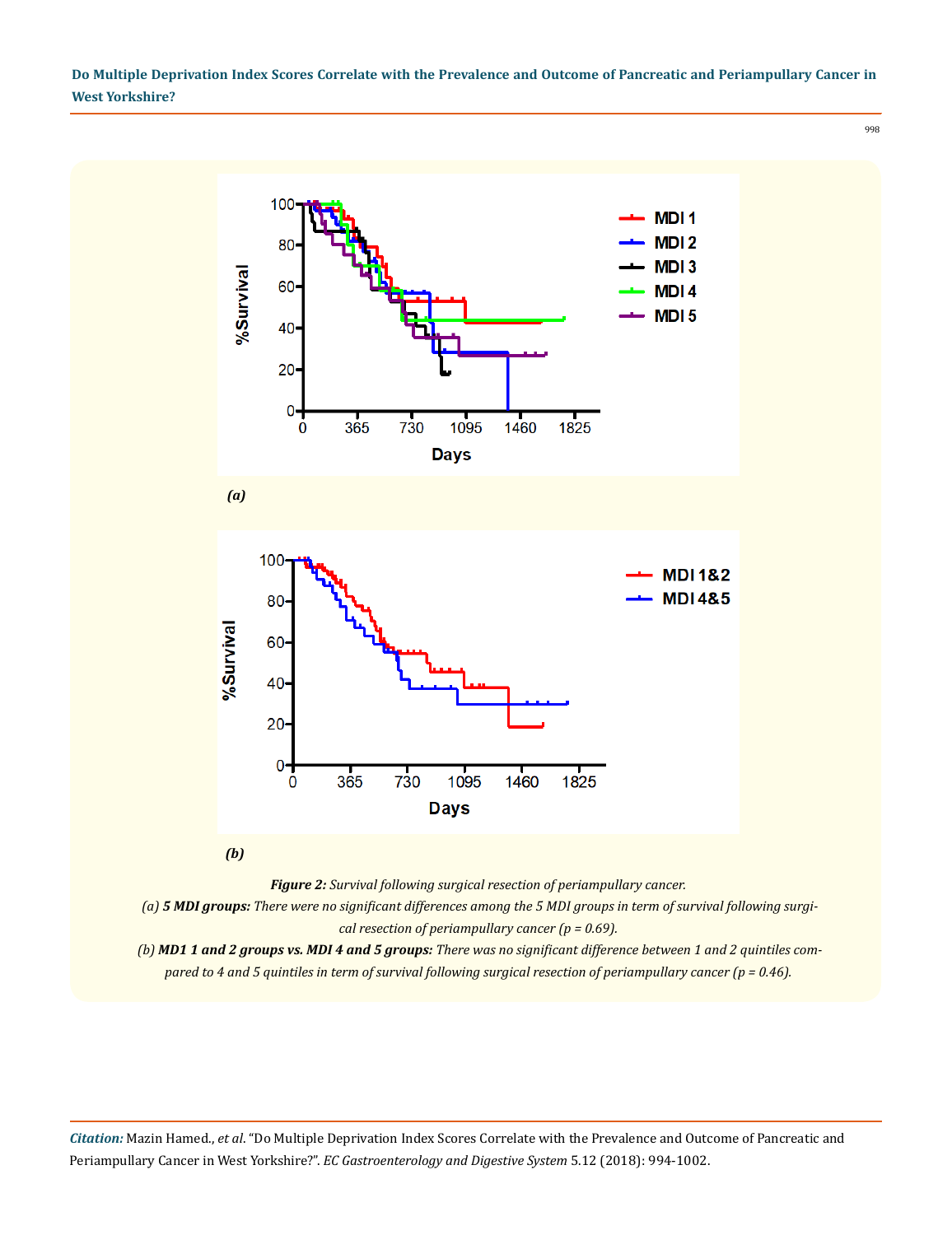%Survival

100
80
60
40
20
0

0 365 730 1095 1460 1825

Days

MDI 1
MDI 2
MDI 3
MDI 4
MDI 5

*(a)*

%Survival

100
80
60
40
20
0

0 365 730 1095 1460 1825

Days

MDI 1&2
MDI 4&5

*(b)*

***Figure 2:*** *Survival following surgical resection of periampullary cancer.*

*(a)* ***5 MDI groups:*** *There were no significant differences among the 5 MDI groups in term of survival following surgical resection of periampullary cancer (p = 0.69).*

*(b)* ***MD1 1 and 2 groups vs. MDI 4 and 5 groups:*** *There was no significant difference between 1 and 2 quintiles compared to 4 and 5 quintiles in term of survival following surgical resection of periampullary cancer (p = 0.46).*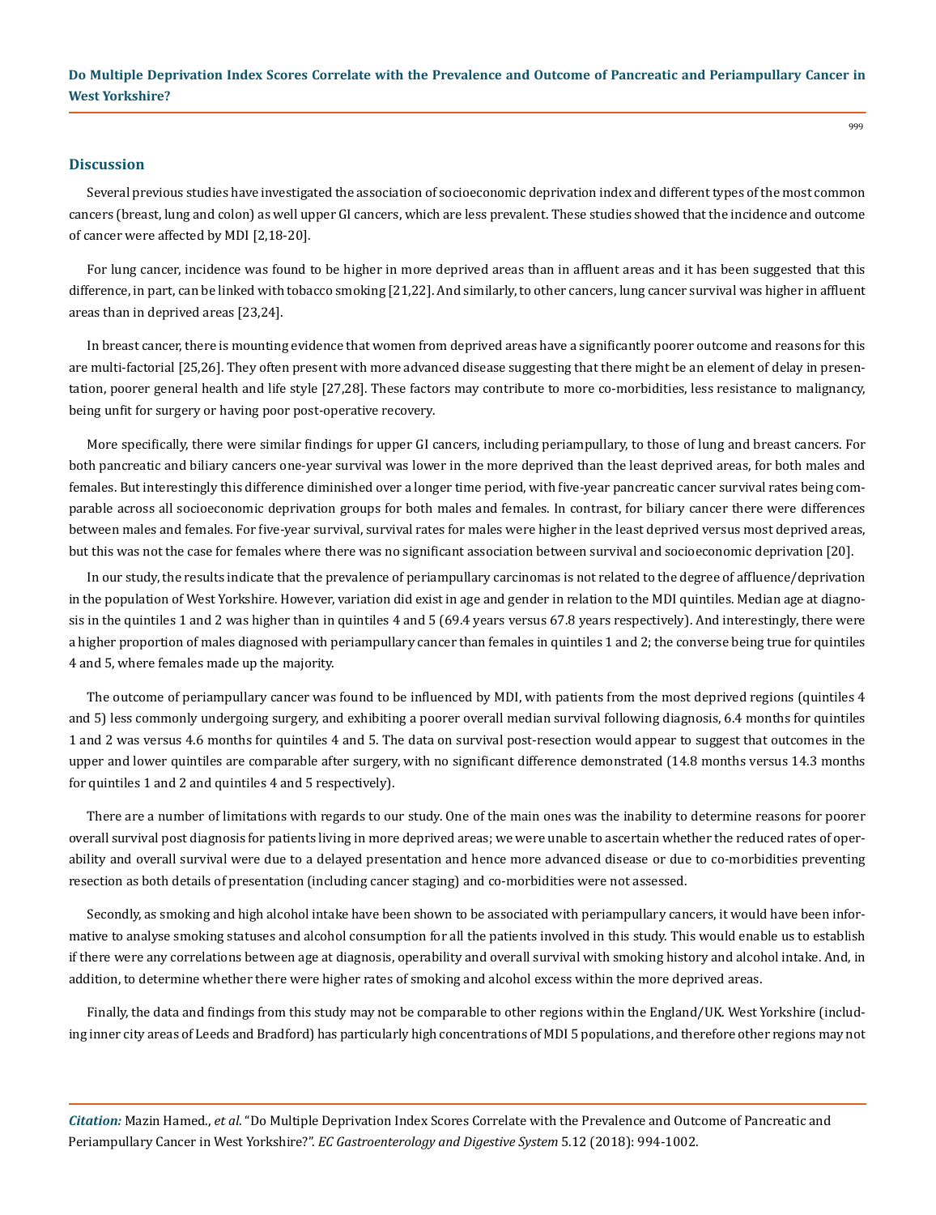## Discussion

Several previous studies have investigated the association of socioeconomic deprivation index and different types of the most common cancers (breast, lung and colon) as well upper GI cancers, which are less prevalent. These studies showed that the incidence and outcome of cancer were affected by MDI [2,18-20].

For lung cancer, incidence was found to be higher in more deprived areas than in affluent areas and it has been suggested that this difference, in part, can be linked with tobacco smoking [21,22]. And similarly, to other cancers, lung cancer survival was higher in affluent areas than in deprived areas [23,24].

In breast cancer, there is mounting evidence that women from deprived areas have a significantly poorer outcome and reasons for this are multi-factorial [25,26]. They often present with more advanced disease suggesting that there might be an element of delay in presentation, poorer general health and life style [27,28]. These factors may contribute to more co-morbidities, less resistance to malignancy, being unfit for surgery or having poor post-operative recovery.

More specifically, there were similar findings for upper GI cancers, including periampullary, to those of lung and breast cancers. For both pancreatic and biliary cancers one-year survival was lower in the more deprived than the least deprived areas, for both males and females. But interestingly this difference diminished over a longer time period, with five-year pancreatic cancer survival rates being comparable across all socioeconomic deprivation groups for both males and females. In contrast, for biliary cancer there were differences between males and females. For five-year survival, survival rates for males were higher in the least deprived versus most deprived areas, but this was not the case for females where there was no significant association between survival and socioeconomic deprivation [20].

In our study, the results indicate that the prevalence of periampullary carcinomas is not related to the degree of affluence/deprivation in the population of West Yorkshire. However, variation did exist in age and gender in relation to the MDI quintiles. Median age at diagnosis in the quintiles 1 and 2 was higher than in quintiles 4 and 5 (69.4 years versus 67.8 years respectively). And interestingly, there were a higher proportion of males diagnosed with periampullary cancer than females in quintiles 1 and 2; the converse being true for quintiles 4 and 5, where females made up the majority.

The outcome of periampullary cancer was found to be influenced by MDI, with patients from the most deprived regions (quintiles 4 and 5) less commonly undergoing surgery, and exhibiting a poorer overall median survival following diagnosis, 6.4 months for quintiles 1 and 2 was versus 4.6 months for quintiles 4 and 5. The data on survival post-resection would appear to suggest that outcomes in the upper and lower quintiles are comparable after surgery, with no significant difference demonstrated (14.8 months versus 14.3 months for quintiles 1 and 2 and quintiles 4 and 5 respectively).

There are a number of limitations with regards to our study. One of the main ones was the inability to determine reasons for poorer overall survival post diagnosis for patients living in more deprived areas; we were unable to ascertain whether the reduced rates of operability and overall survival were due to a delayed presentation and hence more advanced disease or due to co-morbidities preventing resection as both details of presentation (including cancer staging) and co-morbidities were not assessed.

Secondly, as smoking and high alcohol intake have been shown to be associated with periampullary cancers, it would have been informative to analyse smoking statuses and alcohol consumption for all the patients involved in this study. This would enable us to establish if there were any correlations between age at diagnosis, operability and overall survival with smoking history and alcohol intake. And, in addition, to determine whether there were higher rates of smoking and alcohol excess within the more deprived areas.

Finally, the data and findings from this study may not be comparable to other regions within the England/UK. West Yorkshire (including inner city areas of Leeds and Bradford) has particularly high concentrations of MDI 5 populations, and therefore other regions may not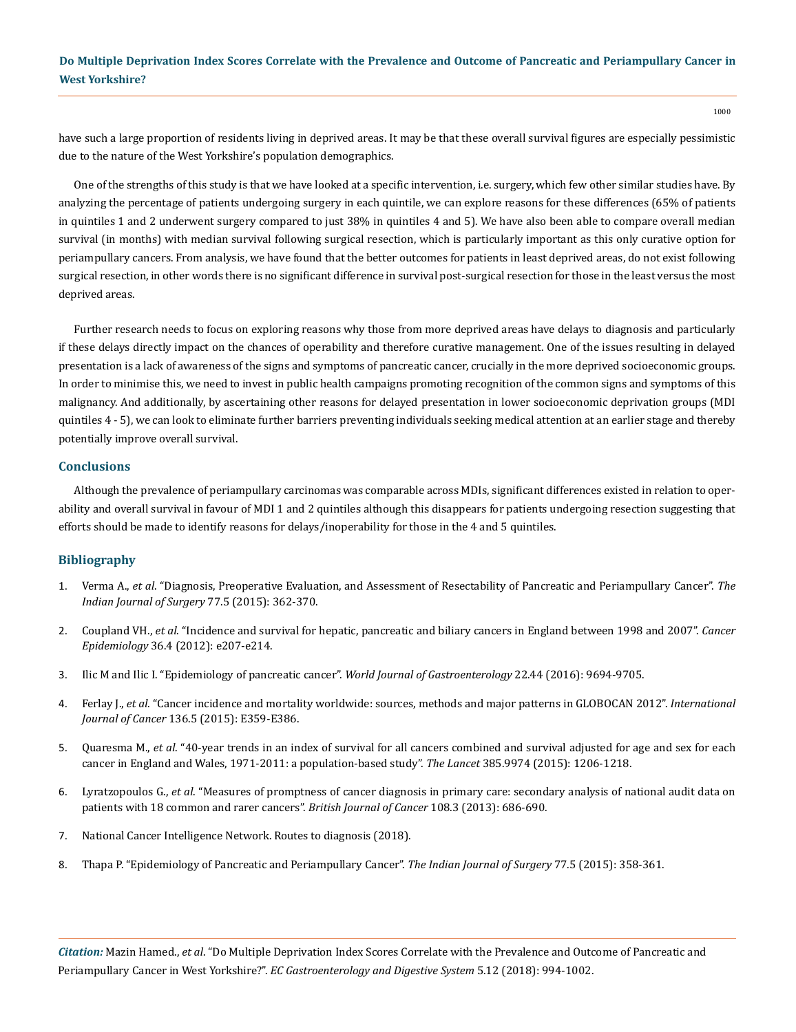have such a large proportion of residents living in deprived areas. It may be that these overall survival figures are especially pessimistic due to the nature of the West Yorkshire's population demographics.

One of the strengths of this study is that we have looked at a specific intervention, i.e. surgery, which few other similar studies have. By analyzing the percentage of patients undergoing surgery in each quintile, we can explore reasons for these differences (65% of patients in quintiles 1 and 2 underwent surgery compared to just 38% in quintiles 4 and 5). We have also been able to compare overall median survival (in months) with median survival following surgical resection, which is particularly important as this only curative option for periampullary cancers. From analysis, we have found that the better outcomes for patients in least deprived areas, do not exist following surgical resection, in other words there is no significant difference in survival post-surgical resection for those in the least versus the most deprived areas.

Further research needs to focus on exploring reasons why those from more deprived areas have delays to diagnosis and particularly if these delays directly impact on the chances of operability and therefore curative management. One of the issues resulting in delayed presentation is a lack of awareness of the signs and symptoms of pancreatic cancer, crucially in the more deprived socioeconomic groups. In order to minimise this, we need to invest in public health campaigns promoting recognition of the common signs and symptoms of this malignancy. And additionally, by ascertaining other reasons for delayed presentation in lower socioeconomic deprivation groups (MDI quintiles 4 - 5), we can look to eliminate further barriers preventing individuals seeking medical attention at an earlier stage and thereby potentially improve overall survival.

## Conclusions

Although the prevalence of periampullary carcinomas was comparable across MDIs, significant differences existed in relation to operability and overall survival in favour of MDI 1 and 2 quintiles although this disappears for patients undergoing resection suggesting that efforts should be made to identify reasons for delays/inoperability for those in the 4 and 5 quintiles.

## Bibliography

1. Verma A., *et al*. "Diagnosis, Preoperative Evaluation, and Assessment of Resectability of Pancreatic and Periampullary Cancer". *The Indian Journal of Surgery* 77.5 (2015): 362-370.
2. Coupland VH., *et al*. "Incidence and survival for hepatic, pancreatic and biliary cancers in England between 1998 and 2007". *Cancer Epidemiology* 36.4 (2012): e207-e214.
3. Ilic M and Ilic I. "Epidemiology of pancreatic cancer". *World Journal of Gastroenterology* 22.44 (2016): 9694-9705.
4. Ferlay J., *et al*. "Cancer incidence and mortality worldwide: sources, methods and major patterns in GLOBOCAN 2012". *International Journal of Cancer* 136.5 (2015): E359-E386.
5. Quaresma M., *et al*. "40-year trends in an index of survival for all cancers combined and survival adjusted for age and sex for each cancer in England and Wales, 1971-2011: a population-based study". *The Lancet* 385.9974 (2015): 1206-1218.
6. Lyratzopoulos G., *et al*. "Measures of promptness of cancer diagnosis in primary care: secondary analysis of national audit data on patients with 18 common and rarer cancers". *British Journal of Cancer* 108.3 (2013): 686-690.
7. National Cancer Intelligence Network. Routes to diagnosis (2018).
8. Thapa P. "Epidemiology of Pancreatic and Periampullary Cancer". *The Indian Journal of Surgery* 77.5 (2015): 358-361.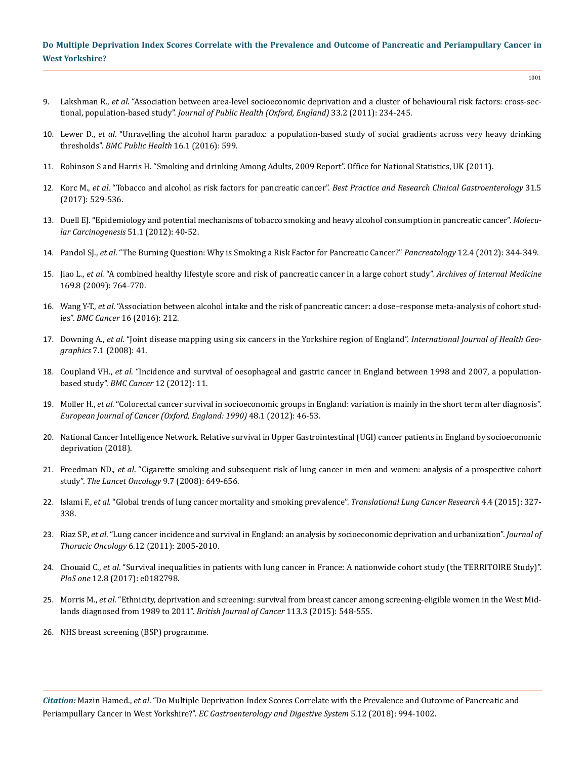9. Lakshman R., *et al*. "Association between area-level socioeconomic deprivation and a cluster of behavioural risk factors: cross-sectional, population-based study". *Journal of Public Health (Oxford, England)* 33.2 (2011): 234-245.

10. Lewer D., *et al*. "Unravelling the alcohol harm paradox: a population-based study of social gradients across very heavy drinking thresholds". *BMC Public Health* 16.1 (2016): 599.

11. Robinson S and Harris H. "Smoking and drinking Among Adults, 2009 Report". Office for National Statistics, UK (2011).

12. Korc M., *et al*. "Tobacco and alcohol as risk factors for pancreatic cancer". *Best Practice and Research Clinical Gastroenterology* 31.5 (2017): 529-536.

13. Duell EJ. "Epidemiology and potential mechanisms of tobacco smoking and heavy alcohol consumption in pancreatic cancer". *Molecular Carcinogenesis* 51.1 (2012): 40-52.

14. Pandol SJ., *et al*. "The Burning Question: Why is Smoking a Risk Factor for Pancreatic Cancer?" *Pancreatology* 12.4 (2012): 344-349.

15. Jiao L., *et al*. "A combined healthy lifestyle score and risk of pancreatic cancer in a large cohort study". *Archives of Internal Medicine* 169.8 (2009): 764-770.

16. Wang Y-T., *et al*. "Association between alcohol intake and the risk of pancreatic cancer: a dose–response meta-analysis of cohort studies". *BMC Cancer* 16 (2016): 212.

17. Downing A., *et al*. "Joint disease mapping using six cancers in the Yorkshire region of England". *International Journal of Health Geographics* 7.1 (2008): 41.

18. Coupland VH., *et al*. "Incidence and survival of oesophageal and gastric cancer in England between 1998 and 2007, a population-based study". *BMC Cancer* 12 (2012): 11.

19. Moller H., *et al*. "Colorectal cancer survival in socioeconomic groups in England: variation is mainly in the short term after diagnosis". *European Journal of Cancer (Oxford, England: 1990)* 48.1 (2012): 46-53.

20. National Cancer Intelligence Network. Relative survival in Upper Gastrointestinal (UGI) cancer patients in England by socioeconomic deprivation (2018).

21. Freedman ND., *et al*. "Cigarette smoking and subsequent risk of lung cancer in men and women: analysis of a prospective cohort study". *The Lancet Oncology* 9.7 (2008): 649-656.

22. Islami F., *et al*. "Global trends of lung cancer mortality and smoking prevalence". *Translational Lung Cancer Research* 4.4 (2015): 327-338.

23. Riaz SP., *et al*. "Lung cancer incidence and survival in England: an analysis by socioeconomic deprivation and urbanization". *Journal of Thoracic Oncology* 6.12 (2011): 2005-2010.

24. Chouaid C., *et al*. "Survival inequalities in patients with lung cancer in France: A nationwide cohort study (the TERRITOIRE Study)". *PloS one* 12.8 (2017): e0182798.

25. Morris M., *et al*. "Ethnicity, deprivation and screening: survival from breast cancer among screening-eligible women in the West Midlands diagnosed from 1989 to 2011". *British Journal of Cancer* 113.3 (2015): 548-555.

26. NHS breast screening (BSP) programme.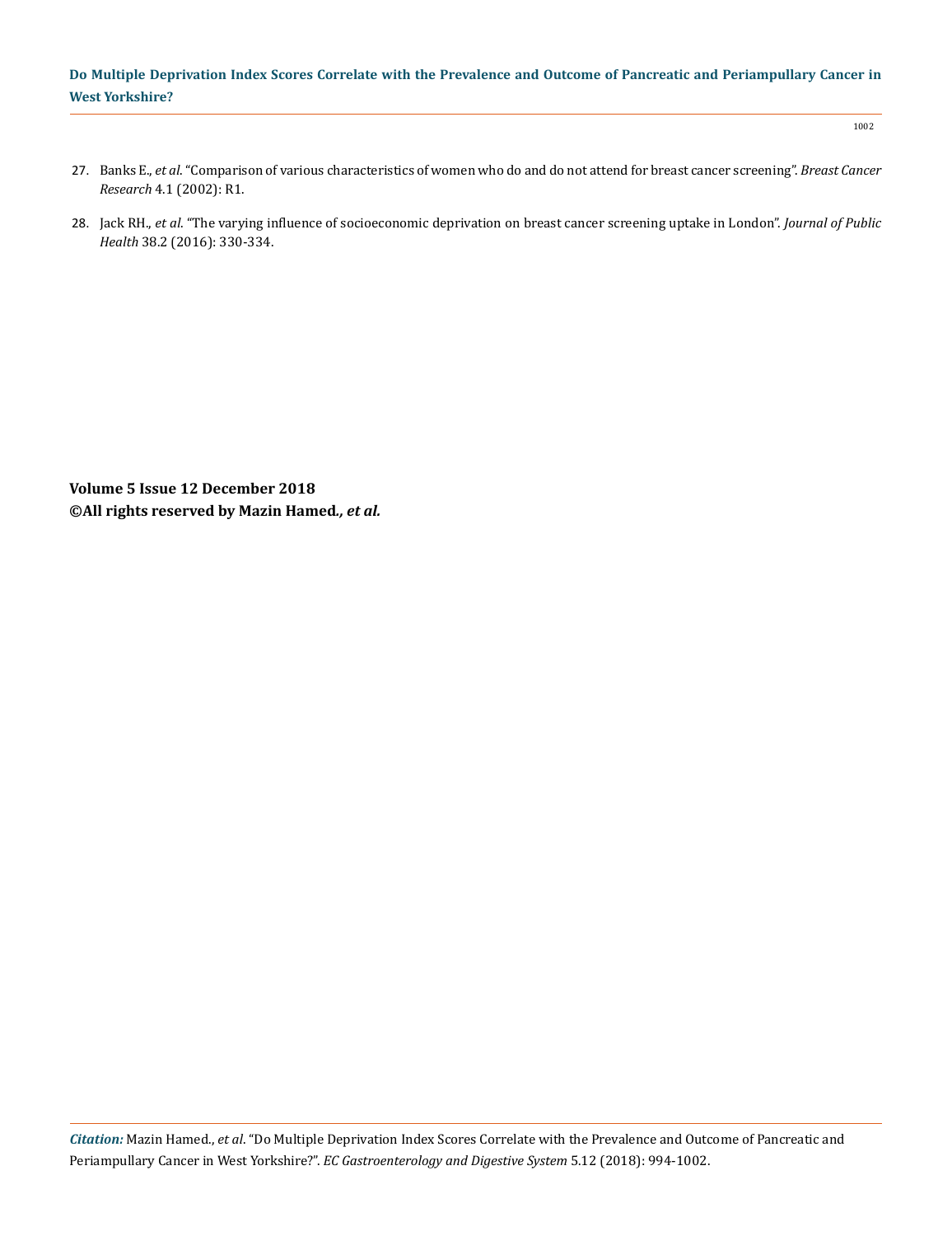27. Banks E., *et al*. "Comparison of various characteristics of women who do and do not attend for breast cancer screening". *Breast Cancer Research* 4.1 (2002): R1.

28. Jack RH., *et al*. "The varying influence of socioeconomic deprivation on breast cancer screening uptake in London". *Journal of Public Health* 38.2 (2016): 330-334.

**Volume 5 Issue 12 December 2018**
**©All rights reserved by Mazin Hamed.*, et al.***